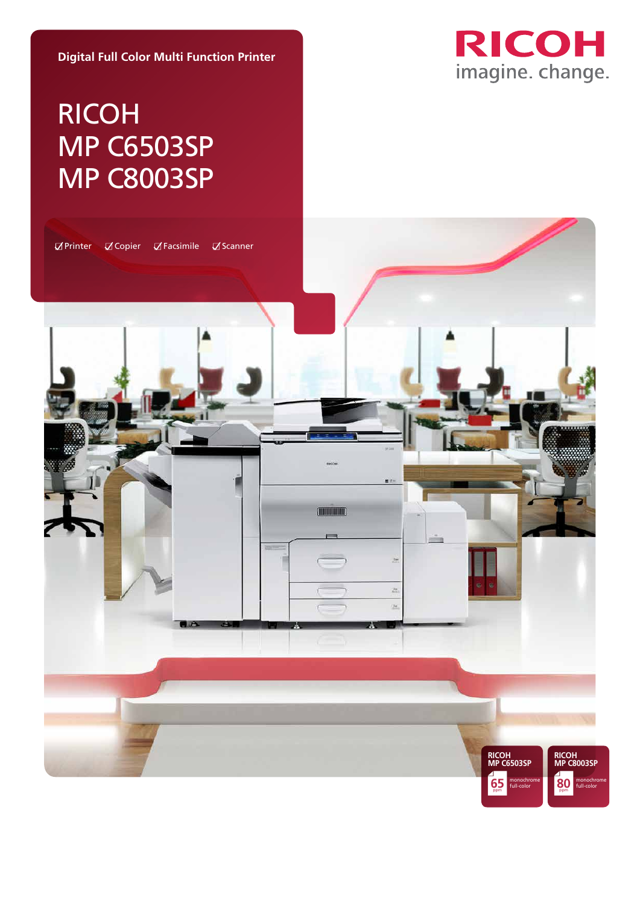Digital Full Color Multi Function Printer

# RICOH MP C6503SP MP C8003SP

RICOH
imagine. change.

☑ Printer ☑ Copier ☑ Facsimile ☑ Scanner

RICOH MP C6503SP
65 ppm monochrome full-color

RICOH MP C8003SP
80 ppm monochrome full-color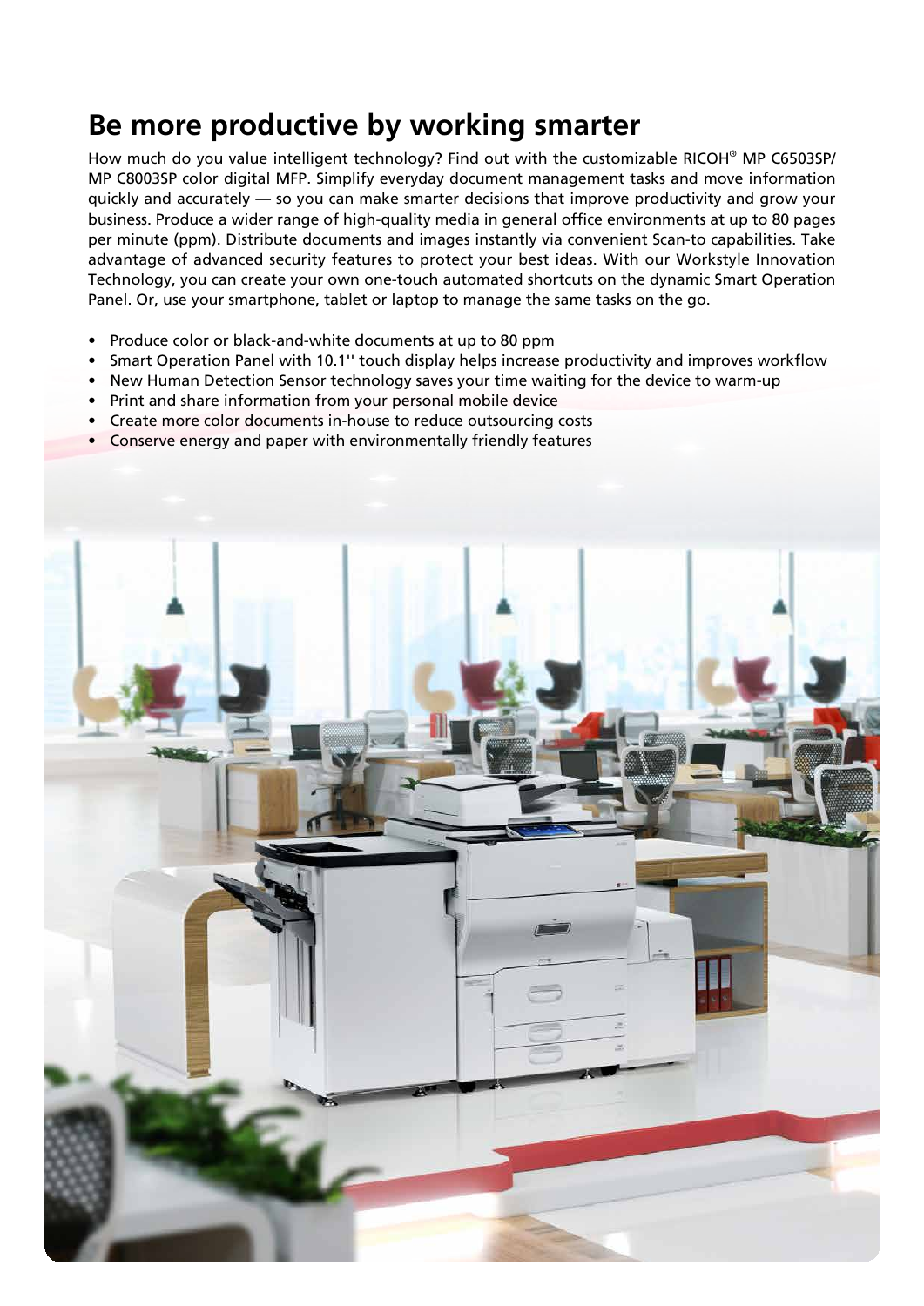## Be more productive by working smarter

How much do you value intelligent technology? Find out with the customizable RICOH® MP C6503SP/ MP C8003SP color digital MFP. Simplify everyday document management tasks and move information quickly and accurately — so you can make smarter decisions that improve productivity and grow your business. Produce a wider range of high-quality media in general office environments at up to 80 pages per minute (ppm). Distribute documents and images instantly via convenient Scan-to capabilities. Take advantage of advanced security features to protect your best ideas. With our Workstyle Innovation Technology, you can create your own one-touch automated shortcuts on the dynamic Smart Operation Panel. Or, use your smartphone, tablet or laptop to manage the same tasks on the go.

- Produce color or black-and-white documents at up to 80 ppm
- Smart Operation Panel with 10.1'' touch display helps increase productivity and improves workflow
- New Human Detection Sensor technology saves your time waiting for the device to warm-up
- Print and share information from your personal mobile device
- Create more color documents in-house to reduce outsourcing costs
- Conserve energy and paper with environmentally friendly features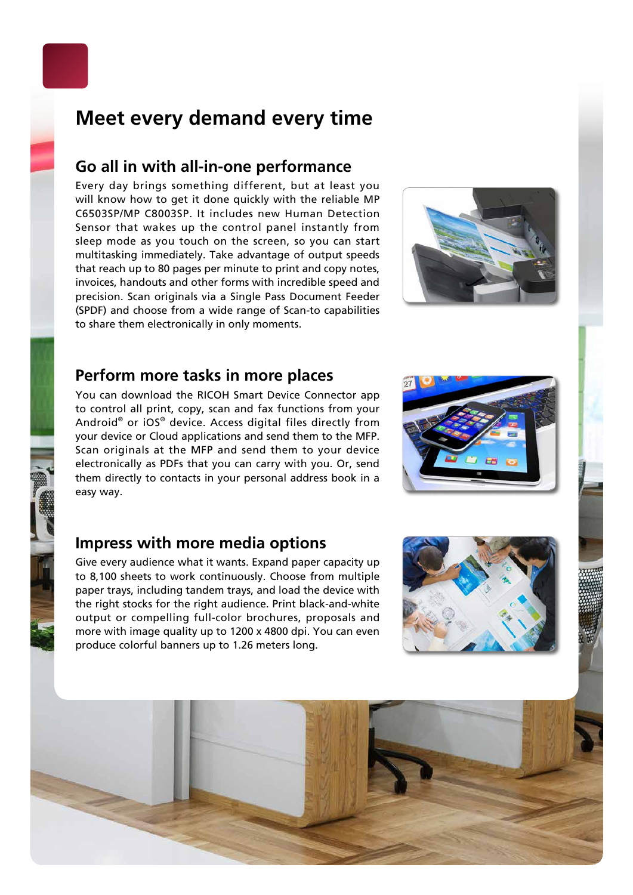# Meet every demand every time

## Go all in with all-in-one performance

Every day brings something different, but at least you will know how to get it done quickly with the reliable MP C6503SP/MP C8003SP. It includes new Human Detection Sensor that wakes up the control panel instantly from sleep mode as you touch on the screen, so you can start multitasking immediately. Take advantage of output speeds that reach up to 80 pages per minute to print and copy notes, invoices, handouts and other forms with incredible speed and precision. Scan originals via a Single Pass Document Feeder (SPDF) and choose from a wide range of Scan-to capabilities to share them electronically in only moments.

## Perform more tasks in more places

You can download the RICOH Smart Device Connector app to control all print, copy, scan and fax functions from your Android® or iOS® device. Access digital files directly from your device or Cloud applications and send them to the MFP. Scan originals at the MFP and send them to your device electronically as PDFs that you can carry with you. Or, send them directly to contacts in your personal address book in a easy way.

## Impress with more media options

Give every audience what it wants. Expand paper capacity up to 8,100 sheets to work continuously. Choose from multiple paper trays, including tandem trays, and load the device with the right stocks for the right audience. Print black-and-white output or compelling full-color brochures, proposals and more with image quality up to 1200 x 4800 dpi. You can even produce colorful banners up to 1.26 meters long.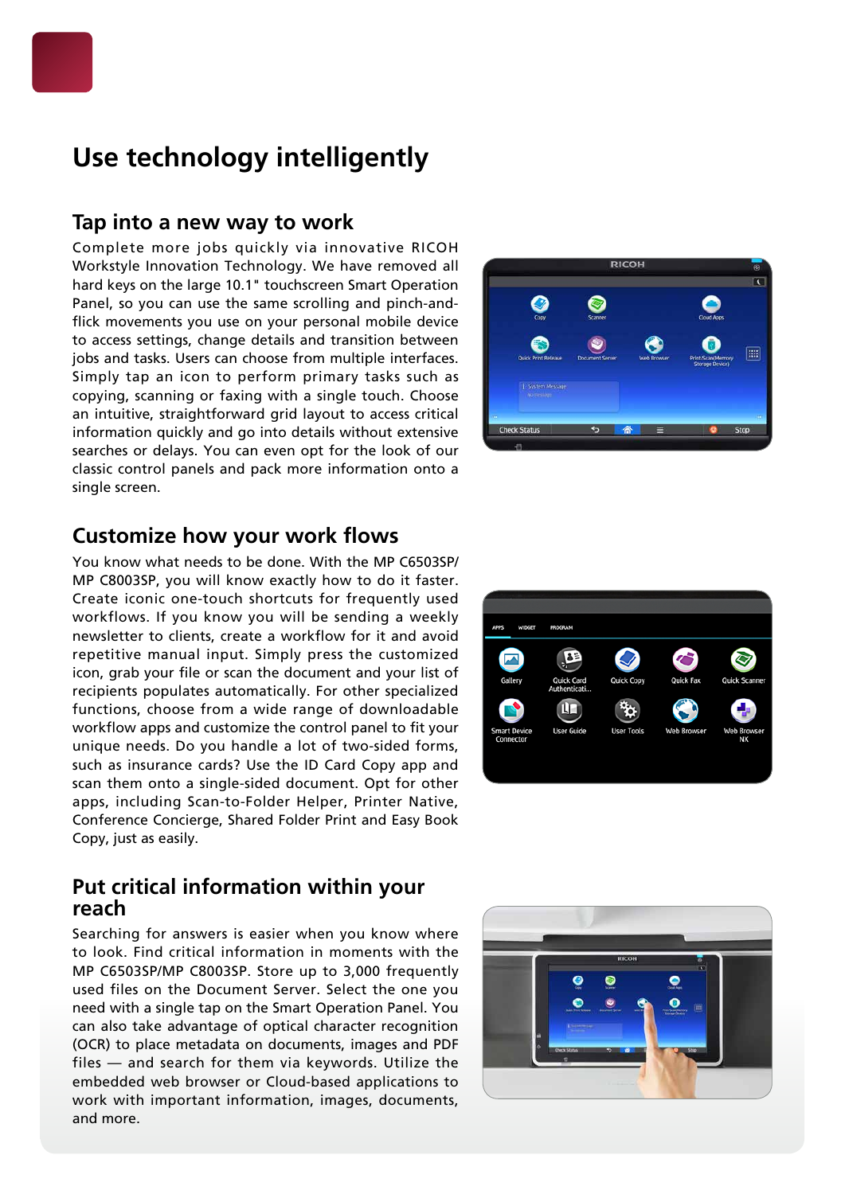# Use technology intelligently

## Tap into a new way to work

Complete more jobs quickly via innovative RICOH Workstyle Innovation Technology. We have removed all hard keys on the large 10.1" touchscreen Smart Operation Panel, so you can use the same scrolling and pinch-and-flick movements you use on your personal mobile device to access settings, change details and transition between jobs and tasks. Users can choose from multiple interfaces. Simply tap an icon to perform primary tasks such as copying, scanning or faxing with a single touch. Choose an intuitive, straightforward grid layout to access critical information quickly and go into details without extensive searches or delays. You can even opt for the look of our classic control panels and pack more information onto a single screen.

## Customize how your work flows

You know what needs to be done. With the MP C6503SP/ MP C8003SP, you will know exactly how to do it faster. Create iconic one-touch shortcuts for frequently used workflows. If you know you will be sending a weekly newsletter to clients, create a workflow for it and avoid repetitive manual input. Simply press the customized icon, grab your file or scan the document and your list of recipients populates automatically. For other specialized functions, choose from a wide range of downloadable workflow apps and customize the control panel to fit your unique needs. Do you handle a lot of two-sided forms, such as insurance cards? Use the ID Card Copy app and scan them onto a single-sided document. Opt for other apps, including Scan-to-Folder Helper, Printer Native, Conference Concierge, Shared Folder Print and Easy Book Copy, just as easily.

## Put critical information within your reach

Searching for answers is easier when you know where to look. Find critical information in moments with the MP C6503SP/MP C8003SP. Store up to 3,000 frequently used files on the Document Server. Select the one you need with a single tap on the Smart Operation Panel. You can also take advantage of optical character recognition (OCR) to place metadata on documents, images and PDF files — and search for them via keywords. Utilize the embedded web browser or Cloud-based applications to work with important information, images, documents, and more.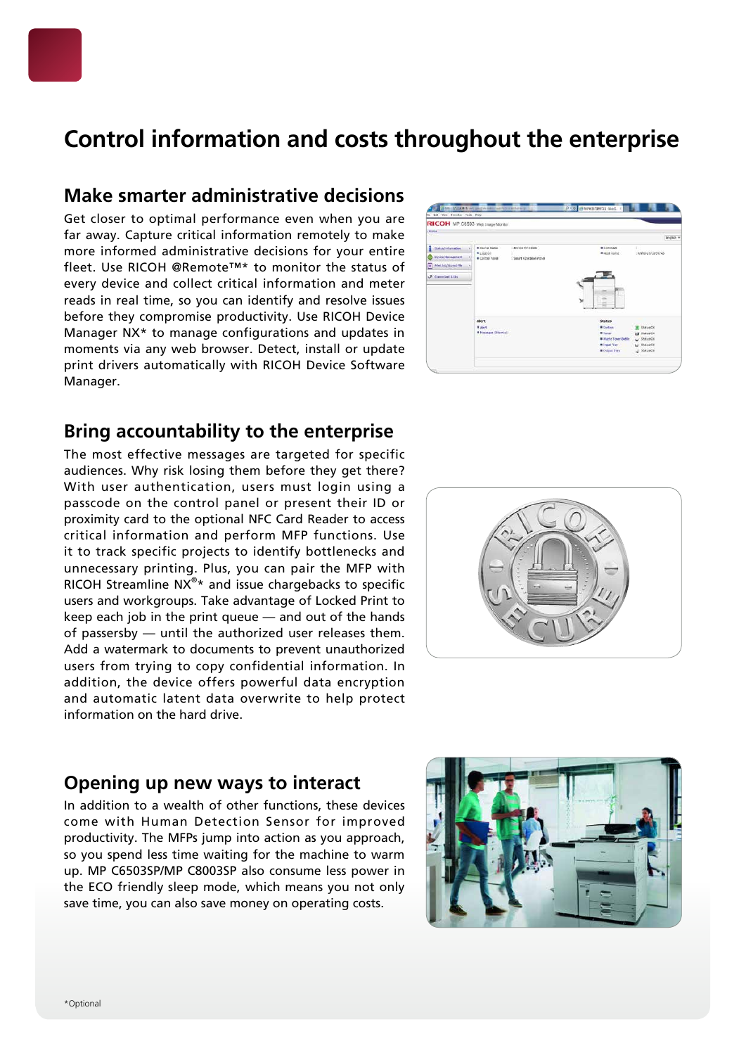# Control information and costs throughout the enterprise

## Make smarter administrative decisions

Get closer to optimal performance even when you are far away. Capture critical information remotely to make more informed administrative decisions for your entire fleet. Use RICOH @Remote™* to monitor the status of every device and collect critical information and meter reads in real time, so you can identify and resolve issues before they compromise productivity. Use RICOH Device Manager NX* to manage configurations and updates in moments via any web browser. Detect, install or update print drivers automatically with RICOH Device Software Manager.

## Bring accountability to the enterprise

The most effective messages are targeted for specific audiences. Why risk losing them before they get there? With user authentication, users must login using a passcode on the control panel or present their ID or proximity card to the optional NFC Card Reader to access critical information and perform MFP functions. Use it to track specific projects to identify bottlenecks and unnecessary printing. Plus, you can pair the MFP with RICOH Streamline NX®* and issue chargebacks to specific users and workgroups. Take advantage of Locked Print to keep each job in the print queue — and out of the hands of passersby — until the authorized user releases them. Add a watermark to documents to prevent unauthorized users from trying to copy confidential information. In addition, the device offers powerful data encryption and automatic latent data overwrite to help protect information on the hard drive.

## Opening up new ways to interact

In addition to a wealth of other functions, these devices come with Human Detection Sensor for improved productivity. The MFPs jump into action as you approach, so you spend less time waiting for the machine to warm up. MP C6503SP/MP C8003SP also consume less power in the ECO friendly sleep mode, which means you not only save time, you can also save money on operating costs.

*Optional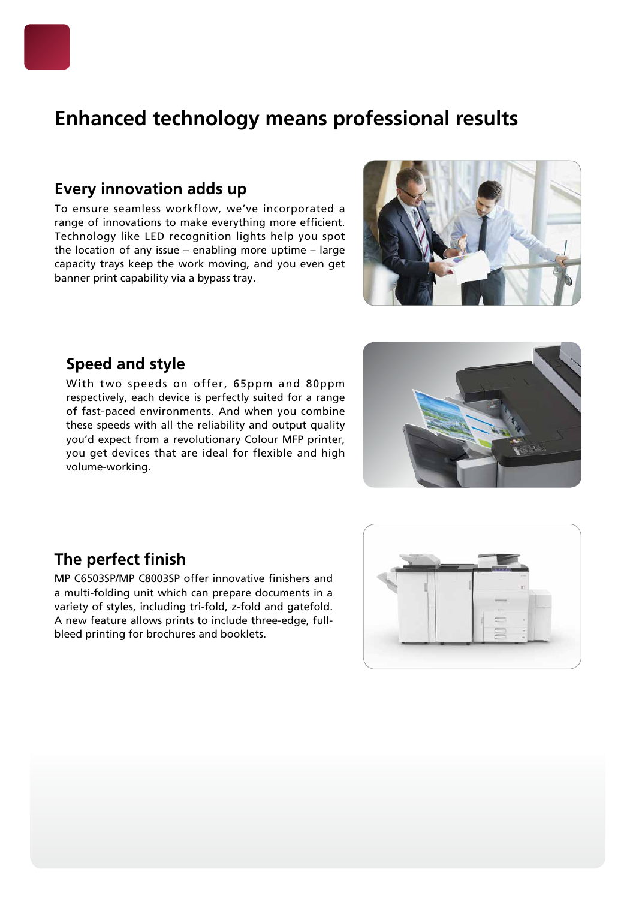# Enhanced technology means professional results

## Every innovation adds up

To ensure seamless workflow, we've incorporated a range of innovations to make everything more efficient. Technology like LED recognition lights help you spot the location of any issue – enabling more uptime – large capacity trays keep the work moving, and you even get banner print capability via a bypass tray.

## Speed and style

With two speeds on offer, 65ppm and 80ppm respectively, each device is perfectly suited for a range of fast-paced environments. And when you combine these speeds with all the reliability and output quality you'd expect from a revolutionary Colour MFP printer, you get devices that are ideal for flexible and high volume-working.

## The perfect finish

MP C6503SP/MP C8003SP offer innovative finishers and a multi-folding unit which can prepare documents in a variety of styles, including tri-fold, z-fold and gatefold. A new feature allows prints to include three-edge, full-bleed printing for brochures and booklets.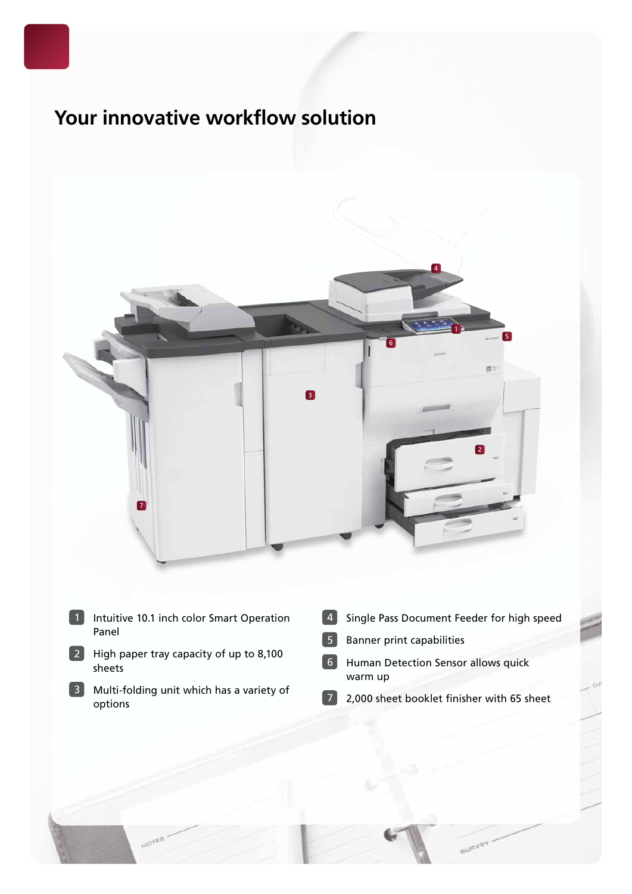# Your innovative workflow solution

1. Intuitive 10.1 inch color Smart Operation Panel
2. High paper tray capacity of up to 8,100 sheets
3. Multi-folding unit which has a variety of options
4. Single Pass Document Feeder for high speed
5. Banner print capabilities
6. Human Detection Sensor allows quick warm up
7. 2,000 sheet booklet finisher with 65 sheet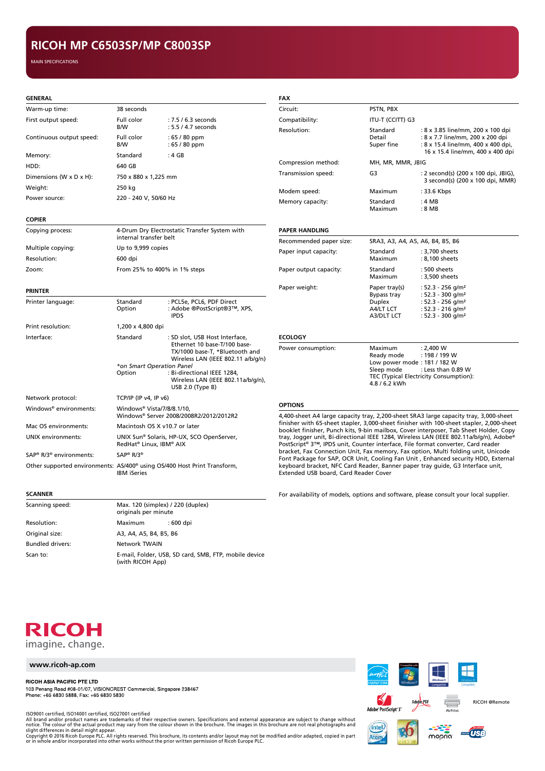# RICOH MP C6503SP/MP C8003SP

MAIN SPECIFICATIONS

## GENERAL

| | | |
|---|---|---|
| Warm-up time: | 38 seconds | |
| First output speed: | Full color<br>B/W | : 7.5 / 6.3 seconds<br>: 5.5 / 4.7 seconds |
| Continuous output speed: | Full color<br>B/W | : 65 / 80 ppm<br>: 65 / 80 ppm |
| Memory: | Standard | : 4 GB |
| HDD: | 640 GB | |
| Dimensions (W x D x H): | 750 x 880 x 1,225 mm | |
| Weight: | 250 kg | |
| Power source: | 220 - 240 V, 50/60 Hz | |

## COPIER

| | |
|---|---|
| Copying process: | 4-Drum Dry Electrostatic Transfer System with internal transfer belt |
| Multiple copying: | Up to 9,999 copies |
| Resolution: | 600 dpi |
| Zoom: | From 25% to 400% in 1% steps |

## PRINTER

| | | |
|---|---|---|
| Printer language: | Standard<br>Option | : PCL5e, PCL6, PDF Direct<br>: Adobe ®PostScript®3™, XPS, IPDS |
| Print resolution: | 1,200 x 4,800 dpi | |
| Interface: | Standard<br><br><br><br>*on Smart Operation Panel*<br>Option | : SD slot, USB Host Interface, Ethernet 10 base-T/100 base-TX/1000 base-T, *Bluetooth and Wireless LAN (IEEE 802.11 a/b/g/n)<br><br>: Bi-directional IEEE 1284, Wireless LAN (IEEE 802.11a/b/g/n), USB 2.0 (Type B) |
| Network protocol: | TCP/IP (IP v4, IP v6) | |
| Windows® environments: | Windows® Vista/7/8/8.1/10, Windows® Server 2008/2008R2/2012/2012R2 | |
| Mac OS environments: | Macintosh OS X v10.7 or later | |
| UNIX environments: | UNIX Sun® Solaris, HP-UX, SCO OpenServer, RedHat® Linux, IBM® AIX | |
| SAP® R/3® environments: | SAP® R/3® | |
| Other supported environments: | AS/400® using OS/400 Host Print Transform, IBM iSeries | |

## SCANNER

| | | |
|---|---|---|
| Scanning speed: | Max. 120 (simplex) / 220 (duplex) originals per minute | |
| Resolution: | Maximum | : 600 dpi |
| Original size: | A3, A4, A5, B4, B5, B6 | |
| Bundled drivers: | Network TWAIN | |
| Scan to: | E-mail, Folder, USB, SD card, SMB, FTP, mobile device (with RICOH App) | |

## FAX

| | | |
|---|---|---|
| Circuit: | PSTN, PBX | |
| Compatibility: | ITU-T (CCITT) G3 | |
| Resolution: | Standard<br>Detail<br>Super fine | : 8 x 3.85 line/mm, 200 x 100 dpi<br>: 8 x 7.7 line/mm, 200 x 200 dpi<br>: 8 x 15.4 line/mm, 400 x 400 dpi, 16 x 15.4 line/mm, 400 x 400 dpi |
| Compression method: | MH, MR, MMR, JBIG | |
| Transmission speed: | G3 | : 2 second(s) (200 x 100 dpi, JBIG), 3 second(s) (200 x 100 dpi, MMR) |
| Modem speed: | Maximum | : 33.6 Kbps |
| Memory capacity: | Standard<br>Maximum | : 4 MB<br>: 8 MB |

## PAPER HANDLING

| | | |
|---|---|---|
| Recommended paper size: | SRA3, A3, A4, A5, A6, B4, B5, B6 | |
| Paper input capacity: | Standard<br>Maximum | : 3,700 sheets<br>: 8,100 sheets |
| Paper output capacity: | Standard<br>Maximum | : 500 sheets<br>: 3,500 sheets |
| Paper weight: | Paper tray(s)<br>Bypass tray<br>Duplex<br>A4/LT LCT<br>A3/DLT LCT | : 52.3 - 256 g/m²<br>: 52.3 - 300 g/m²<br>: 52.3 - 256 g/m²<br>: 52.3 - 216 g/m²<br>: 52.3 - 300 g/m² |

## ECOLOGY

| | |
|---|---|
| Power consumption: | Maximum : 2,400 W<br>Ready mode : 198 / 199 W<br>Low power mode : 181 / 182 W<br>Sleep mode : Less than 0.89 W<br>TEC (Typical Electricity Consumption): 4.8 / 6.2 kWh |

## OPTIONS

4,400-sheet A4 large capacity tray, 2,200-sheet SRA3 large capacity tray, 3,000-sheet finisher with 65-sheet stapler, 3,000-sheet finisher with 100-sheet stapler, 2,000-sheet booklet finisher, Punch kits, 9-bin mailbox, Cover interposer, Tab Sheet Holder, Copy tray, Jogger unit, Bi-directional IEEE 1284, Wireless LAN (IEEE 802.11a/b/g/n), Adobe® PostScript® 3™, IPDS unit, Counter interface, File format converter, Card reader bracket, Fax Connection Unit, Fax memory, Fax option, Multi folding unit, Unicode Font Package for SAP, OCR Unit, Cooling Fan Unit , Enhanced security HDD, External keyboard bracket, NFC Card Reader, Banner paper tray guide, G3 Interface unit, Extended USB board, Card Reader Cover

For availability of models, options and software, please consult your local supplier.

RICOH
imagine. change.

**www.ricoh-ap.com**

**RICOH ASIA PACIFIC PTE LTD**
103 Penang Road #08-01/07, VISIONCREST Commercial, Singapore 238467
Phone: +65 6830 5888, Fax: +65 6830 5830

RICOH @Remote

ISO9001 certified, ISO14001 certified, ISO27001 certified
All brand and/or product names are trademarks of their respective owners. Specifications and external appearance are subject to change without notice. The colour of the actual product may vary from the colour shown in the brochure. The images in this brochure are not real photographs and slight differences in detail might appear.
Copyright © 2016 Ricoh Europe PLC. All rights reserved. This brochure, its contents and/or layout may not be modified and/or adapted, copied in part or in whole and/or incorporated into other works without the prior written permission of Ricoh Europe PLC.